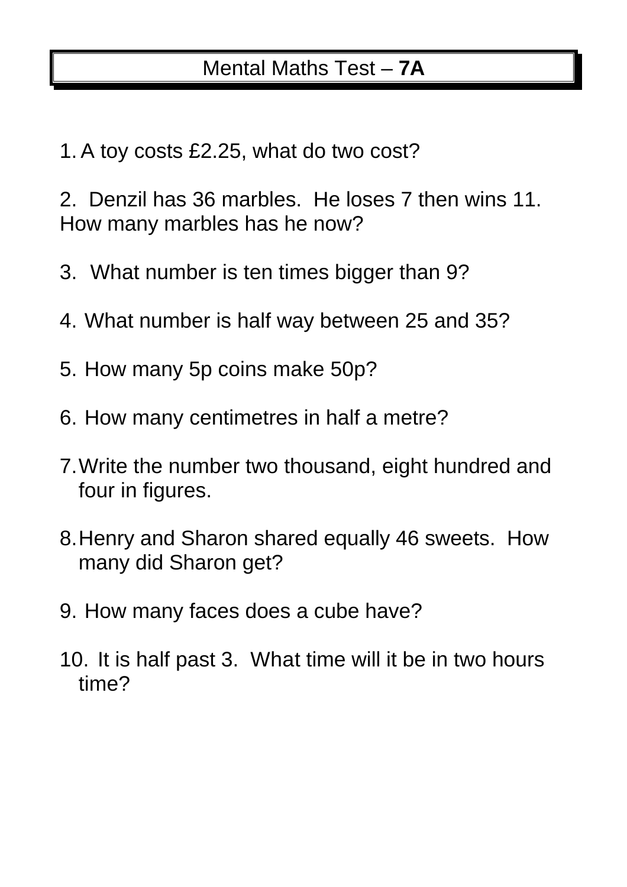# Mental Maths Test – **7A**

1. A toy costs £2.25, what do two cost?

2. Denzil has 36 marbles. He loses 7 then wins 11. How many marbles has he now?

3. What number is ten times bigger than 9?

4. What number is half way between 25 and 35?

5. How many 5p coins make 50p?

6. How many centimetres in half a metre?

7. Write the number two thousand, eight hundred and four in figures.

8. Henry and Sharon shared equally 46 sweets. How many did Sharon get?

9. How many faces does a cube have?

10. It is half past 3. What time will it be in two hours time?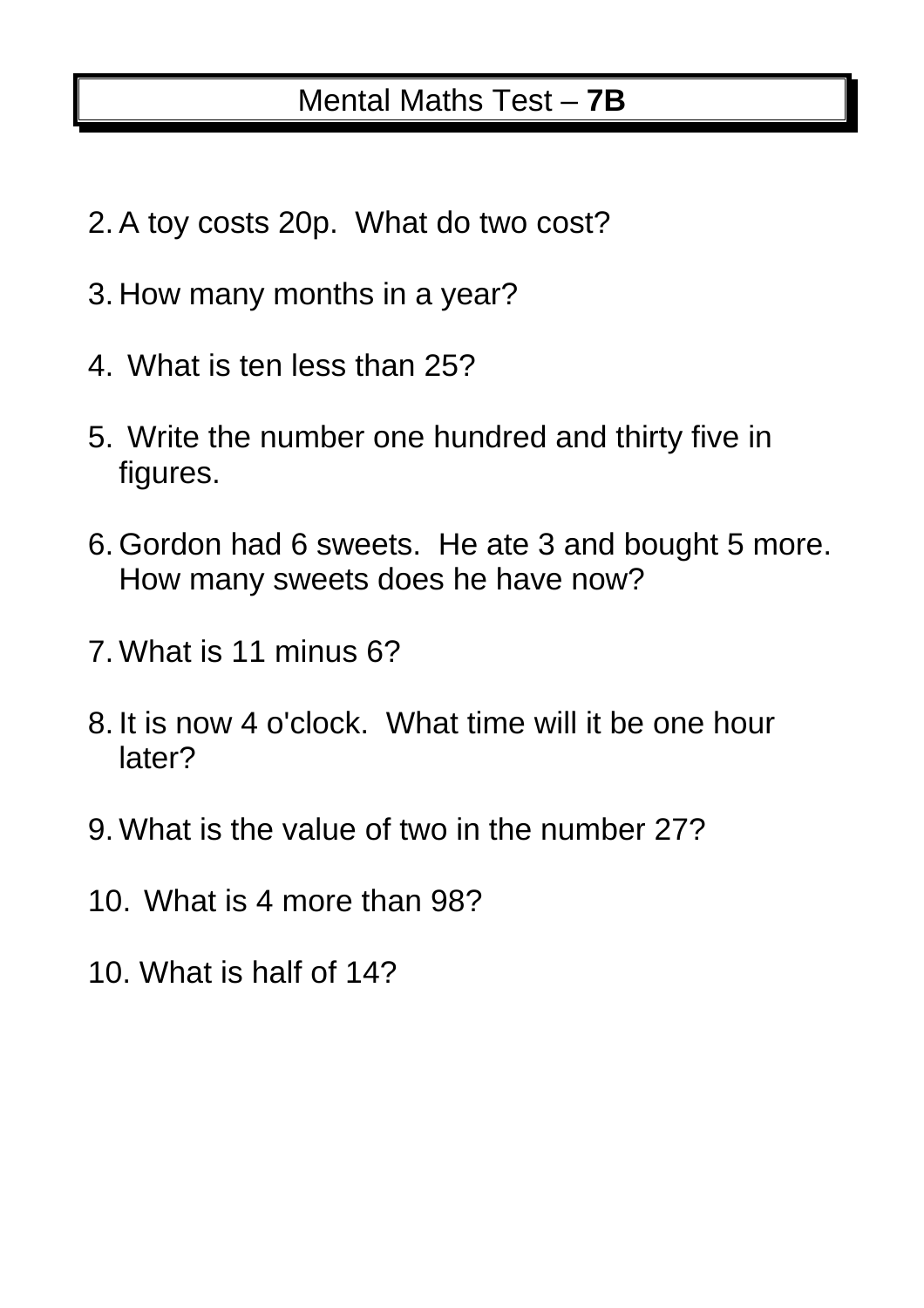Mental Maths Test – **7B**

2. A toy costs 20p.  What do two cost?

3. How many months in a year?

4. What is ten less than 25?

5. Write the number one hundred and thirty five in figures.

6. Gordon had 6 sweets.  He ate 3 and bought 5 more. How many sweets does he have now?

7. What is 11 minus 6?

8. It is now 4 o'clock.  What time will it be one hour later?

9. What is the value of two in the number 27?

10. What is 4 more than 98?

10. What is half of 14?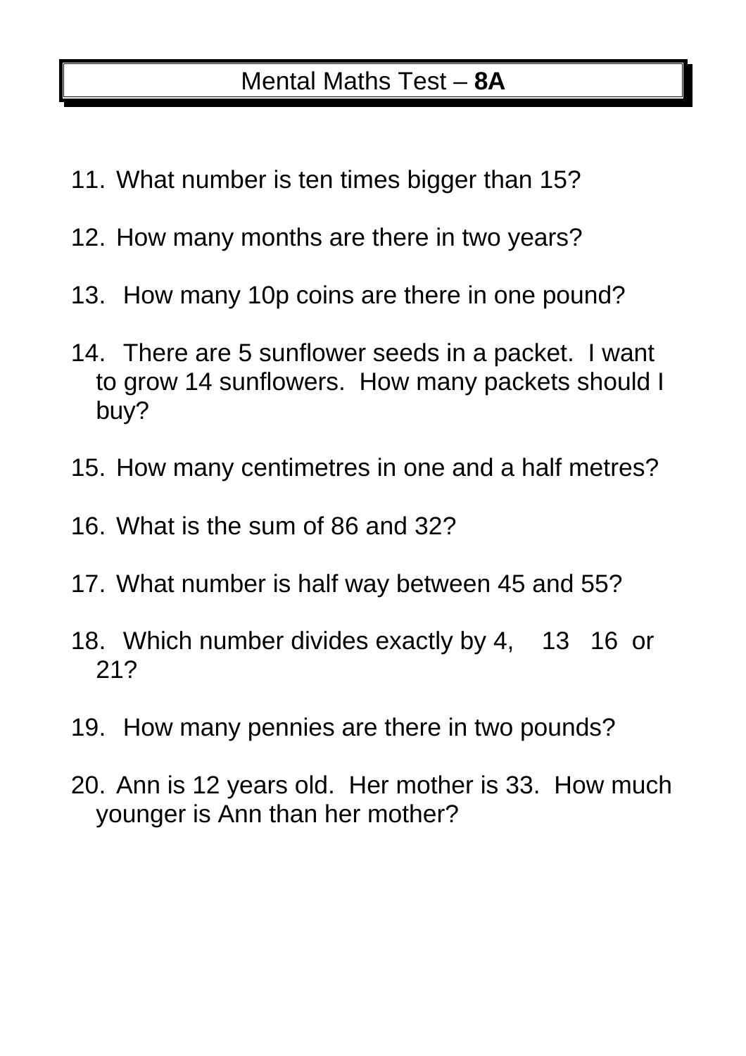# Mental Maths Test – **8A**

11. What number is ten times bigger than 15?

12. How many months are there in two years?

13. How many 10p coins are there in one pound?

14. There are 5 sunflower seeds in a packet. I want to grow 14 sunflowers. How many packets should I buy?

15. How many centimetres in one and a half metres?

16. What is the sum of 86 and 32?

17. What number is half way between 45 and 55?

18. Which number divides exactly by 4, 13 16 or 21?

19. How many pennies are there in two pounds?

20. Ann is 12 years old. Her mother is 33. How much younger is Ann than her mother?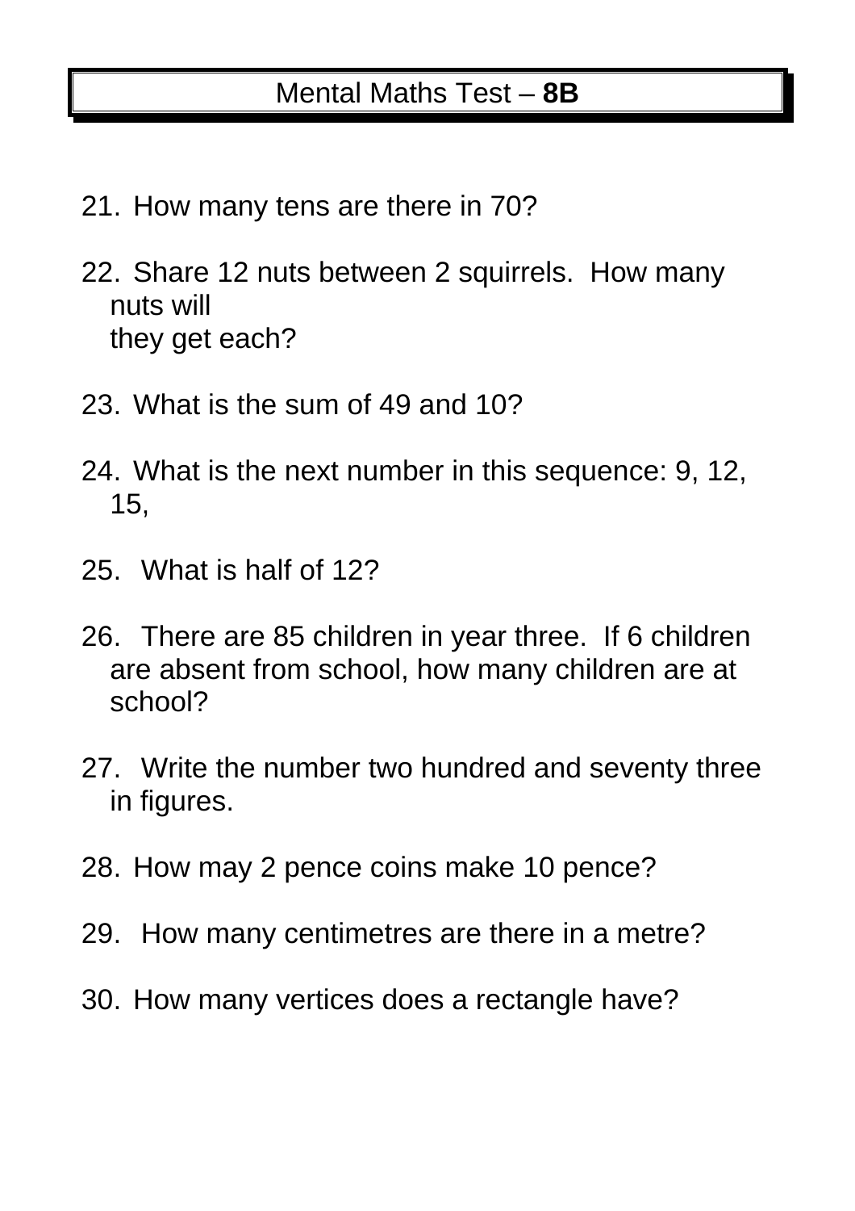# Mental Maths Test – **8B**

21. How many tens are there in 70?

22. Share 12 nuts between 2 squirrels. How many nuts will
they get each?

23. What is the sum of 49 and 10?

24. What is the next number in this sequence: 9, 12, 15,

25. What is half of 12?

26. There are 85 children in year three. If 6 children are absent from school, how many children are at school?

27. Write the number two hundred and seventy three in figures.

28. How may 2 pence coins make 10 pence?

29. How many centimetres are there in a metre?

30. How many vertices does a rectangle have?